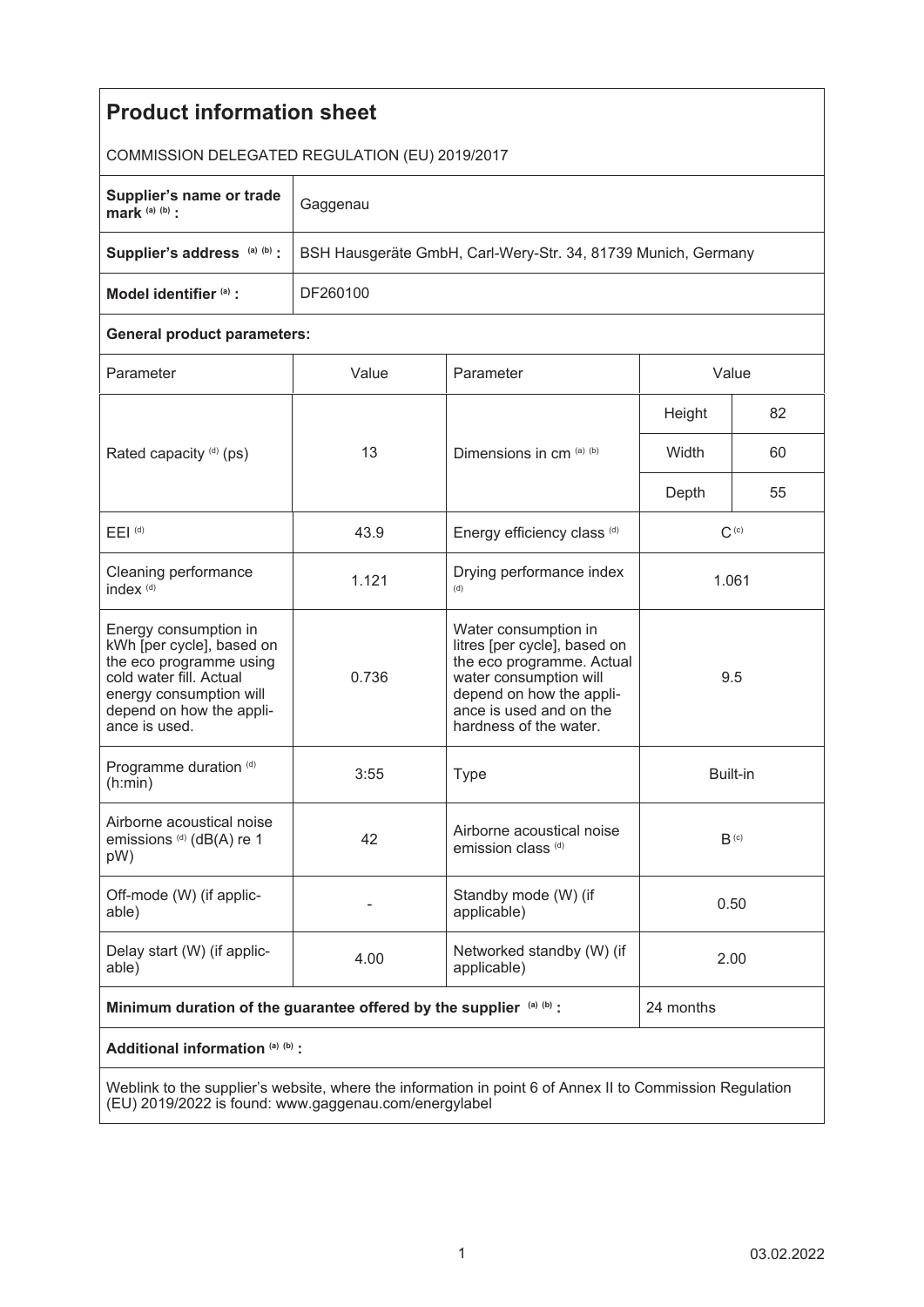# Product information sheet

COMMISSION DELEGATED REGULATION (EU) 2019/2017

| | |
|---|---|
| **Supplier's name or trade mark** [(a) (b)] **:** | Gaggenau |
| **Supplier's address** [(a) (b)] **:** | BSH Hausgeräte GmbH, Carl-Wery-Str. 34, 81739 Munich, Germany |
| **Model identifier** [(a)] **:** | DF260100 |

**General product parameters:**

| Parameter | Value | Parameter | Value | |
|---|---|---|---|---|
| Rated capacity [(d)] (ps) | 13 | Dimensions in cm [(a) (b)] | Height | 82 |
| | | | Width | 60 |
| | | | Depth | 55 |
| EEI [(d)] | 43.9 | Energy efficiency class [(d)] | C [(c)] | |
| Cleaning performance index [(d)] | 1.121 | Drying performance index [(d)] | 1.061 | |
| Energy consumption in kWh [per cycle], based on the eco programme using cold water fill. Actual energy consumption will depend on how the appliance is used. | 0.736 | Water consumption in litres [per cycle], based on the eco programme. Actual water consumption will depend on how the appliance is used and on the hardness of the water. | 9.5 | |
| Programme duration [(d)] (h:min) | 3:55 | Type | Built-in | |
| Airborne acoustical noise emissions [(d)] (dB(A) re 1 pW) | 42 | Airborne acoustical noise emission class [(d)] | B [(c)] | |
| Off-mode (W) (if applicable) | - | Standby mode (W) (if applicable) | 0.50 | |
| Delay start (W) (if applicable) | 4.00 | Networked standby (W) (if applicable) | 2.00 | |

**Minimum duration of the guarantee offered by the supplier** [(a) (b)] **:** 24 months

**Additional information** [(a) (b)] **:**

Weblink to the supplier's website, where the information in point 6 of Annex II to Commission Regulation (EU) 2019/2022 is found: www.gaggenau.com/energylabel

03.02.2022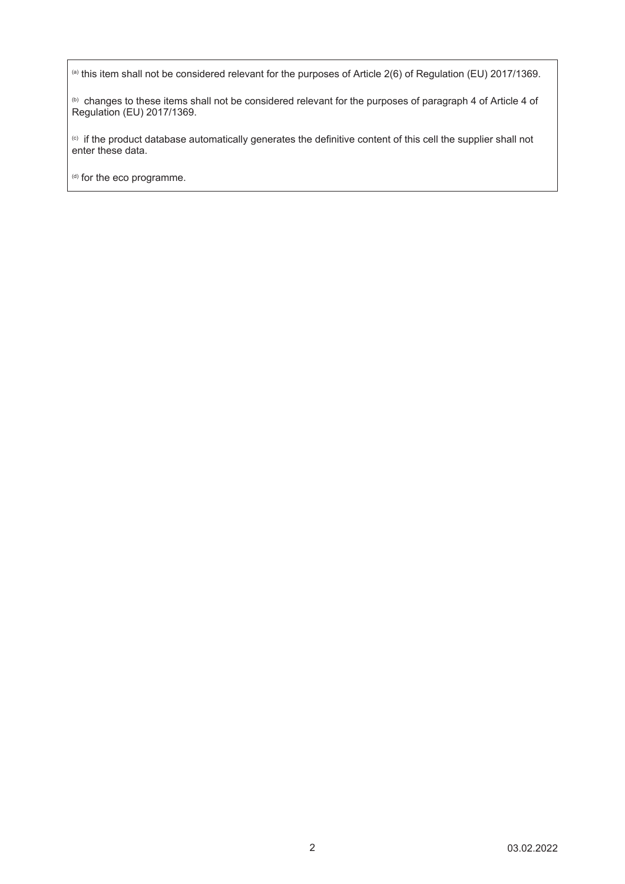[(a)] this item shall not be considered relevant for the purposes of Article 2(6) of Regulation (EU) 2017/1369.

[(b)] changes to these items shall not be considered relevant for the purposes of paragraph 4 of Article 4 of Regulation (EU) 2017/1369.

[(c)] if the product database automatically generates the definitive content of this cell the supplier shall not enter these data.

[(d)] for the eco programme.